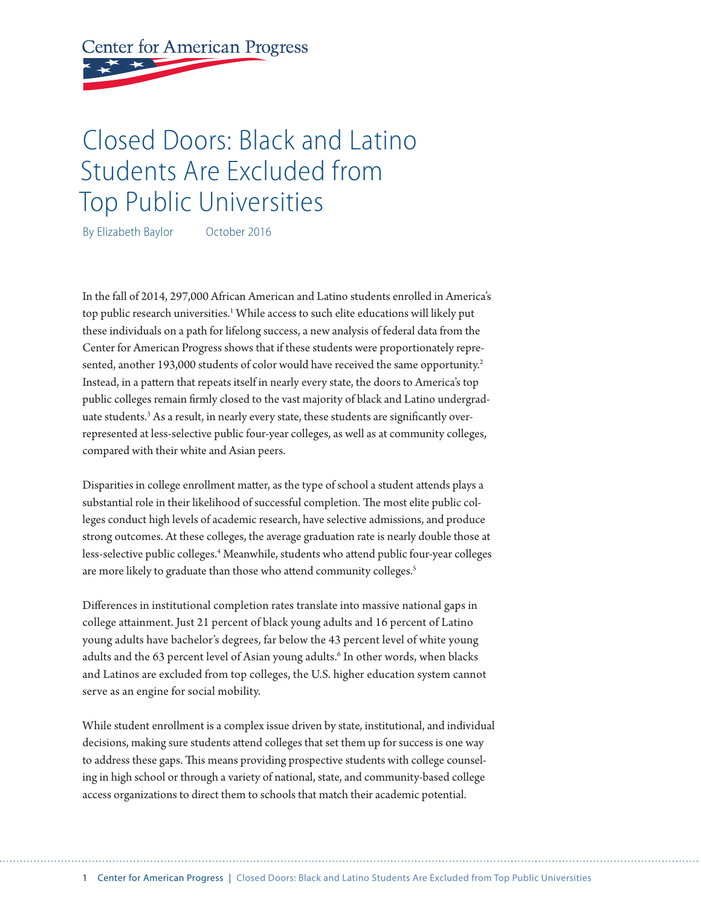# Closed Doors: Black and Latino Students Are Excluded from Top Public Universities

By Elizabeth Baylor October 2016

In the fall of 2014, 297,000 African American and Latino students enrolled in America's top public research universities.[1] While access to such elite educations will likely put these individuals on a path for lifelong success, a new analysis of federal data from the Center for American Progress shows that if these students were proportionately represented, another 193,000 students of color would have received the same opportunity.[2] Instead, in a pattern that repeats itself in nearly every state, the doors to America's top public colleges remain firmly closed to the vast majority of black and Latino undergraduate students.[3] As a result, in nearly every state, these students are significantly overrepresented at less-selective public four-year colleges, as well as at community colleges, compared with their white and Asian peers.

Disparities in college enrollment matter, as the type of school a student attends plays a substantial role in their likelihood of successful completion. The most elite public colleges conduct high levels of academic research, have selective admissions, and produce strong outcomes. At these colleges, the average graduation rate is nearly double those at less-selective public colleges.[4] Meanwhile, students who attend public four-year colleges are more likely to graduate than those who attend community colleges.[5]

Differences in institutional completion rates translate into massive national gaps in college attainment. Just 21 percent of black young adults and 16 percent of Latino young adults have bachelor's degrees, far below the 43 percent level of white young adults and the 63 percent level of Asian young adults.[6] In other words, when blacks and Latinos are excluded from top colleges, the U.S. higher education system cannot serve as an engine for social mobility.

While student enrollment is a complex issue driven by state, institutional, and individual decisions, making sure students attend colleges that set them up for success is one way to address these gaps. This means providing prospective students with college counseling in high school or through a variety of national, state, and community-based college access organizations to direct them to schools that match their academic potential.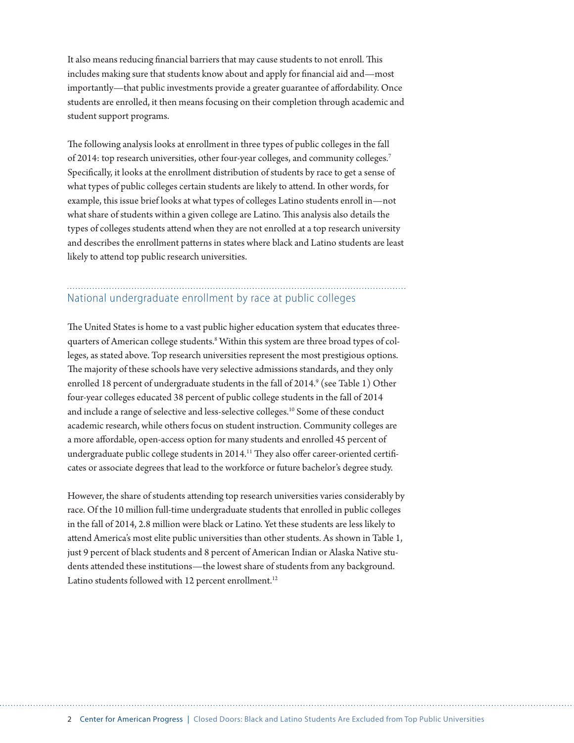It also means reducing financial barriers that may cause students to not enroll. This includes making sure that students know about and apply for financial aid and—most importantly—that public investments provide a greater guarantee of affordability. Once students are enrolled, it then means focusing on their completion through academic and student support programs.

The following analysis looks at enrollment in three types of public colleges in the fall of 2014: top research universities, other four-year colleges, and community colleges.[7] Specifically, it looks at the enrollment distribution of students by race to get a sense of what types of public colleges certain students are likely to attend. In other words, for example, this issue brief looks at what types of colleges Latino students enroll in—not what share of students within a given college are Latino. This analysis also details the types of colleges students attend when they are not enrolled at a top research university and describes the enrollment patterns in states where black and Latino students are least likely to attend top public research universities.

## National undergraduate enrollment by race at public colleges

The United States is home to a vast public higher education system that educates three-quarters of American college students.[8] Within this system are three broad types of colleges, as stated above. Top research universities represent the most prestigious options. The majority of these schools have very selective admissions standards, and they only enrolled 18 percent of undergraduate students in the fall of 2014.[9] (see Table 1) Other four-year colleges educated 38 percent of public college students in the fall of 2014 and include a range of selective and less-selective colleges.[10] Some of these conduct academic research, while others focus on student instruction. Community colleges are a more affordable, open-access option for many students and enrolled 45 percent of undergraduate public college students in 2014.[11] They also offer career-oriented certificates or associate degrees that lead to the workforce or future bachelor's degree study.

However, the share of students attending top research universities varies considerably by race. Of the 10 million full-time undergraduate students that enrolled in public colleges in the fall of 2014, 2.8 million were black or Latino. Yet these students are less likely to attend America's most elite public universities than other students. As shown in Table 1, just 9 percent of black students and 8 percent of American Indian or Alaska Native students attended these institutions—the lowest share of students from any background. Latino students followed with 12 percent enrollment.[12]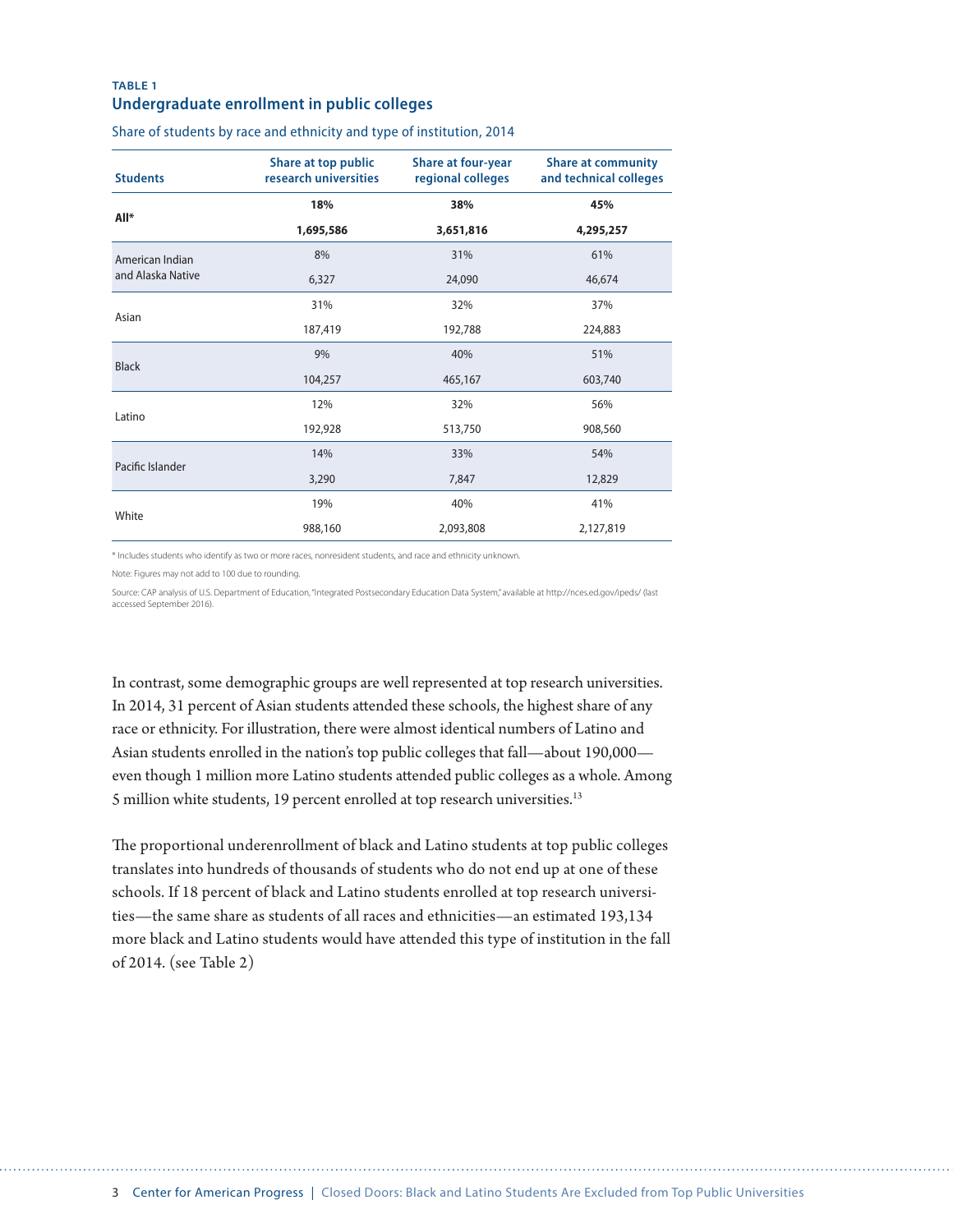**TABLE 1**

## Undergraduate enrollment in public colleges

Share of students by race and ethnicity and type of institution, 2014

| Students | Share at top public research universities | Share at four-year regional colleges | Share at community and technical colleges |
|---|---|---|---|
| **All*** | **18%** | **38%** | **45%** |
| | **1,695,586** | **3,651,816** | **4,295,257** |
| American Indian and Alaska Native | 8% | 31% | 61% |
| | 6,327 | 24,090 | 46,674 |
| Asian | 31% | 32% | 37% |
| | 187,419 | 192,788 | 224,883 |
| Black | 9% | 40% | 51% |
| | 104,257 | 465,167 | 603,740 |
| Latino | 12% | 32% | 56% |
| | 192,928 | 513,750 | 908,560 |
| Pacific Islander | 14% | 33% | 54% |
| | 3,290 | 7,847 | 12,829 |
| White | 19% | 40% | 41% |
| | 988,160 | 2,093,808 | 2,127,819 |

* Includes students who identify as two or more races, nonresident students, and race and ethnicity unknown.

Note: Figures may not add to 100 due to rounding.

Source: CAP analysis of U.S. Department of Education, "Integrated Postsecondary Education Data System," available at http://nces.ed.gov/ipeds/ (last accessed September 2016).

In contrast, some demographic groups are well represented at top research universities. In 2014, 31 percent of Asian students attended these schools, the highest share of any race or ethnicity. For illustration, there were almost identical numbers of Latino and Asian students enrolled in the nation's top public colleges that fall—about 190,000—even though 1 million more Latino students attended public colleges as a whole. Among 5 million white students, 19 percent enrolled at top research universities.[13]

The proportional underenrollment of black and Latino students at top public colleges translates into hundreds of thousands of students who do not end up at one of these schools. If 18 percent of black and Latino students enrolled at top research universities—the same share as students of all races and ethnicities—an estimated 193,134 more black and Latino students would have attended this type of institution in the fall of 2014. (see Table 2)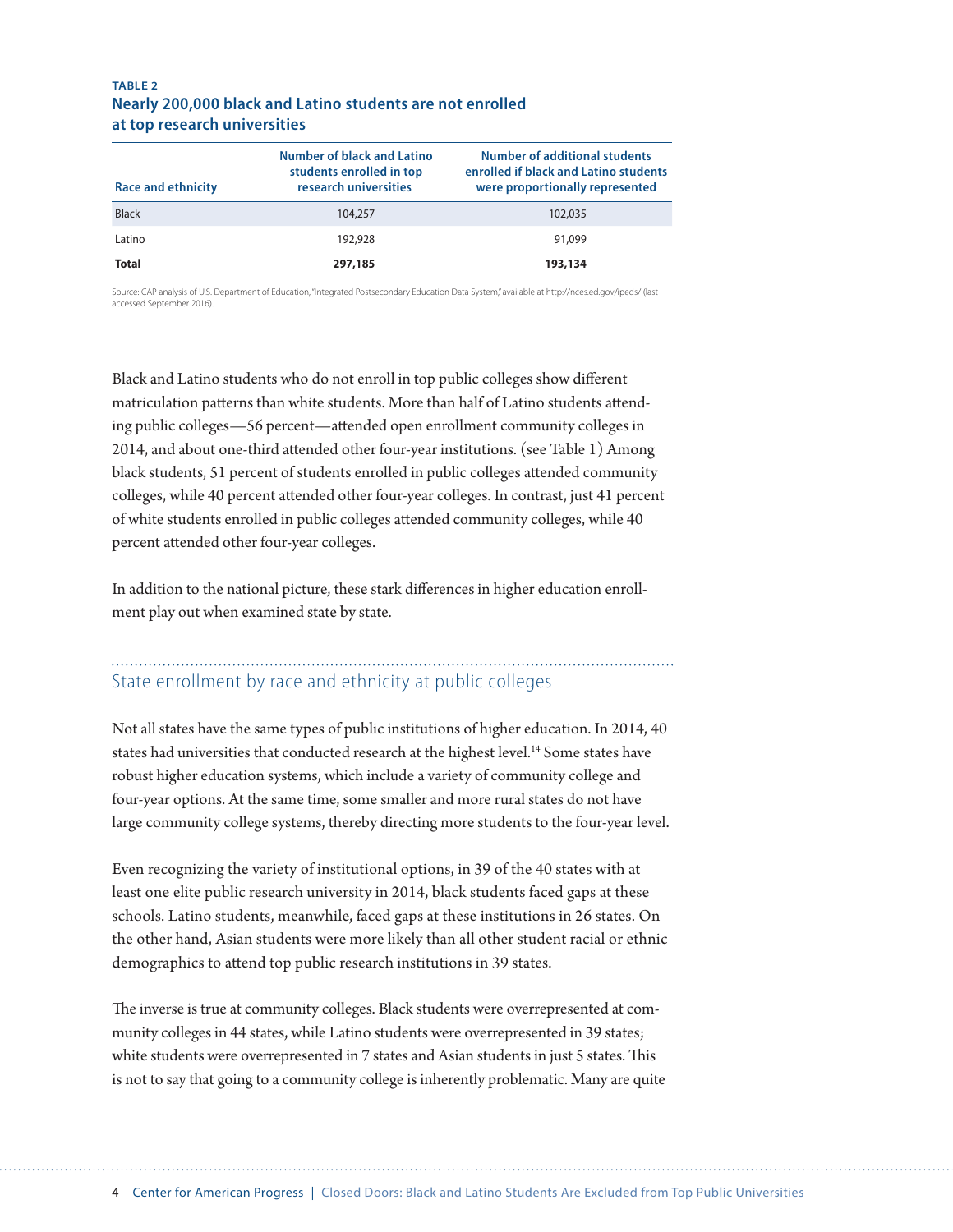**TABLE 2**

**Nearly 200,000 black and Latino students are not enrolled at top research universities**

| Race and ethnicity | Number of black and Latino students enrolled in top research universities | Number of additional students enrolled if black and Latino students were proportionally represented |
|---|---|---|
| Black | 104,257 | 102,035 |
| Latino | 192,928 | 91,099 |
| **Total** | **297,185** | **193,134** |

Source: CAP analysis of U.S. Department of Education, "Integrated Postsecondary Education Data System," available at http://nces.ed.gov/ipeds/ (last accessed September 2016).

Black and Latino students who do not enroll in top public colleges show different matriculation patterns than white students. More than half of Latino students attending public colleges—56 percent—attended open enrollment community colleges in 2014, and about one-third attended other four-year institutions. (see Table 1) Among black students, 51 percent of students enrolled in public colleges attended community colleges, while 40 percent attended other four-year colleges. In contrast, just 41 percent of white students enrolled in public colleges attended community colleges, while 40 percent attended other four-year colleges.

In addition to the national picture, these stark differences in higher education enrollment play out when examined state by state.

## State enrollment by race and ethnicity at public colleges

Not all states have the same types of public institutions of higher education. In 2014, 40 states had universities that conducted research at the highest level.[14] Some states have robust higher education systems, which include a variety of community college and four-year options. At the same time, some smaller and more rural states do not have large community college systems, thereby directing more students to the four-year level.

Even recognizing the variety of institutional options, in 39 of the 40 states with at least one elite public research university in 2014, black students faced gaps at these schools. Latino students, meanwhile, faced gaps at these institutions in 26 states. On the other hand, Asian students were more likely than all other student racial or ethnic demographics to attend top public research institutions in 39 states.

The inverse is true at community colleges. Black students were overrepresented at community colleges in 44 states, while Latino students were overrepresented in 39 states; white students were overrepresented in 7 states and Asian students in just 5 states. This is not to say that going to a community college is inherently problematic. Many are quite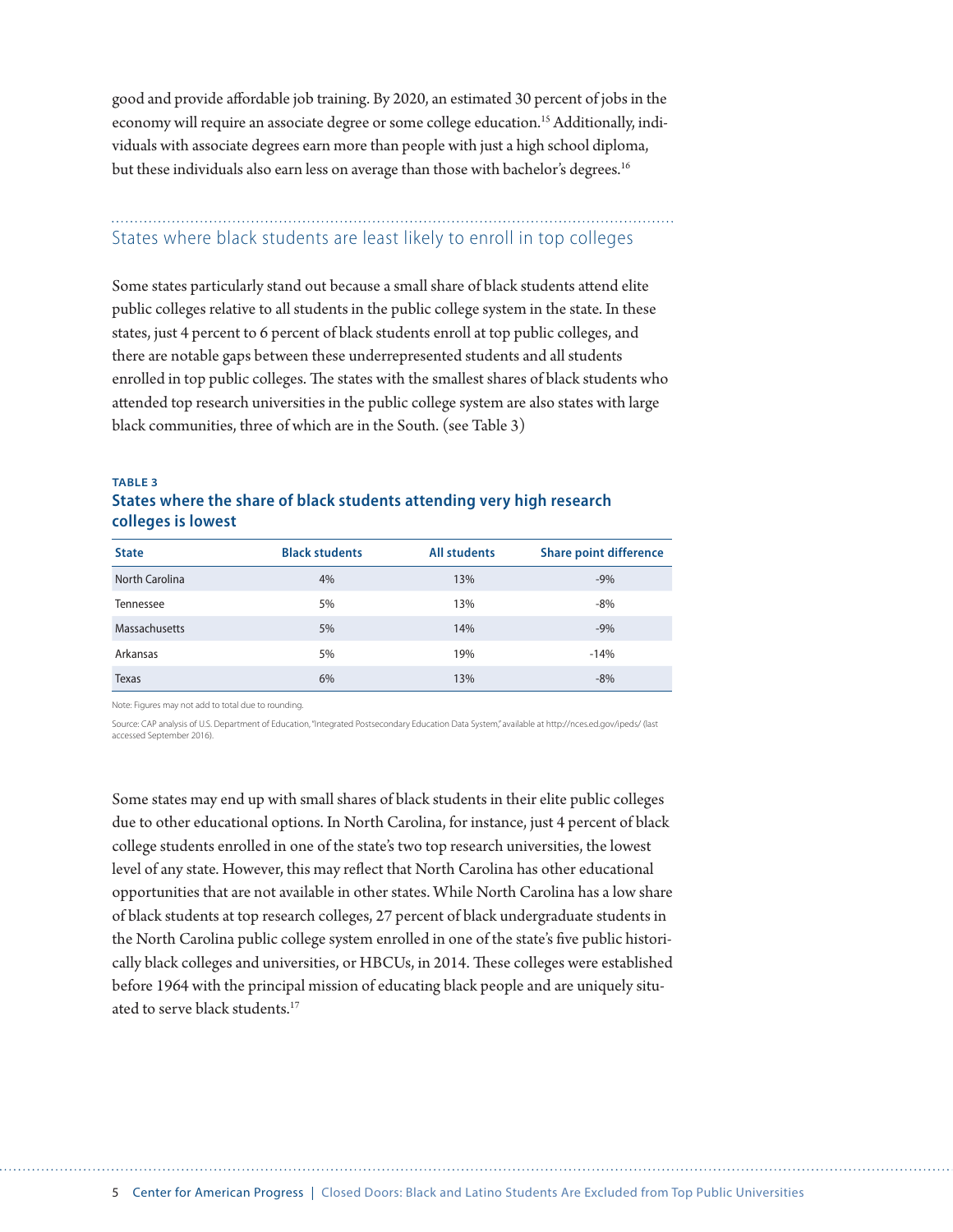good and provide affordable job training. By 2020, an estimated 30 percent of jobs in the economy will require an associate degree or some college education.[15] Additionally, individuals with associate degrees earn more than people with just a high school diploma, but these individuals also earn less on average than those with bachelor's degrees.[16]

## States where black students are least likely to enroll in top colleges

Some states particularly stand out because a small share of black students attend elite public colleges relative to all students in the public college system in the state. In these states, just 4 percent to 6 percent of black students enroll at top public colleges, and there are notable gaps between these underrepresented students and all students enrolled in top public colleges. The states with the smallest shares of black students who attended top research universities in the public college system are also states with large black communities, three of which are in the South. (see Table 3)

**TABLE 3**

**States where the share of black students attending very high research colleges is lowest**

| State | Black students | All students | Share point difference |
|---|---|---|---|
| North Carolina | 4% | 13% | -9% |
| Tennessee | 5% | 13% | -8% |
| Massachusetts | 5% | 14% | -9% |
| Arkansas | 5% | 19% | -14% |
| Texas | 6% | 13% | -8% |

Note: Figures may not add to total due to rounding.

Source: CAP analysis of U.S. Department of Education, "Integrated Postsecondary Education Data System," available at http://nces.ed.gov/ipeds/ (last accessed September 2016).

Some states may end up with small shares of black students in their elite public colleges due to other educational options. In North Carolina, for instance, just 4 percent of black college students enrolled in one of the state's two top research universities, the lowest level of any state. However, this may reflect that North Carolina has other educational opportunities that are not available in other states. While North Carolina has a low share of black students at top research colleges, 27 percent of black undergraduate students in the North Carolina public college system enrolled in one of the state's five public historically black colleges and universities, or HBCUs, in 2014. These colleges were established before 1964 with the principal mission of educating black people and are uniquely situated to serve black students.[17]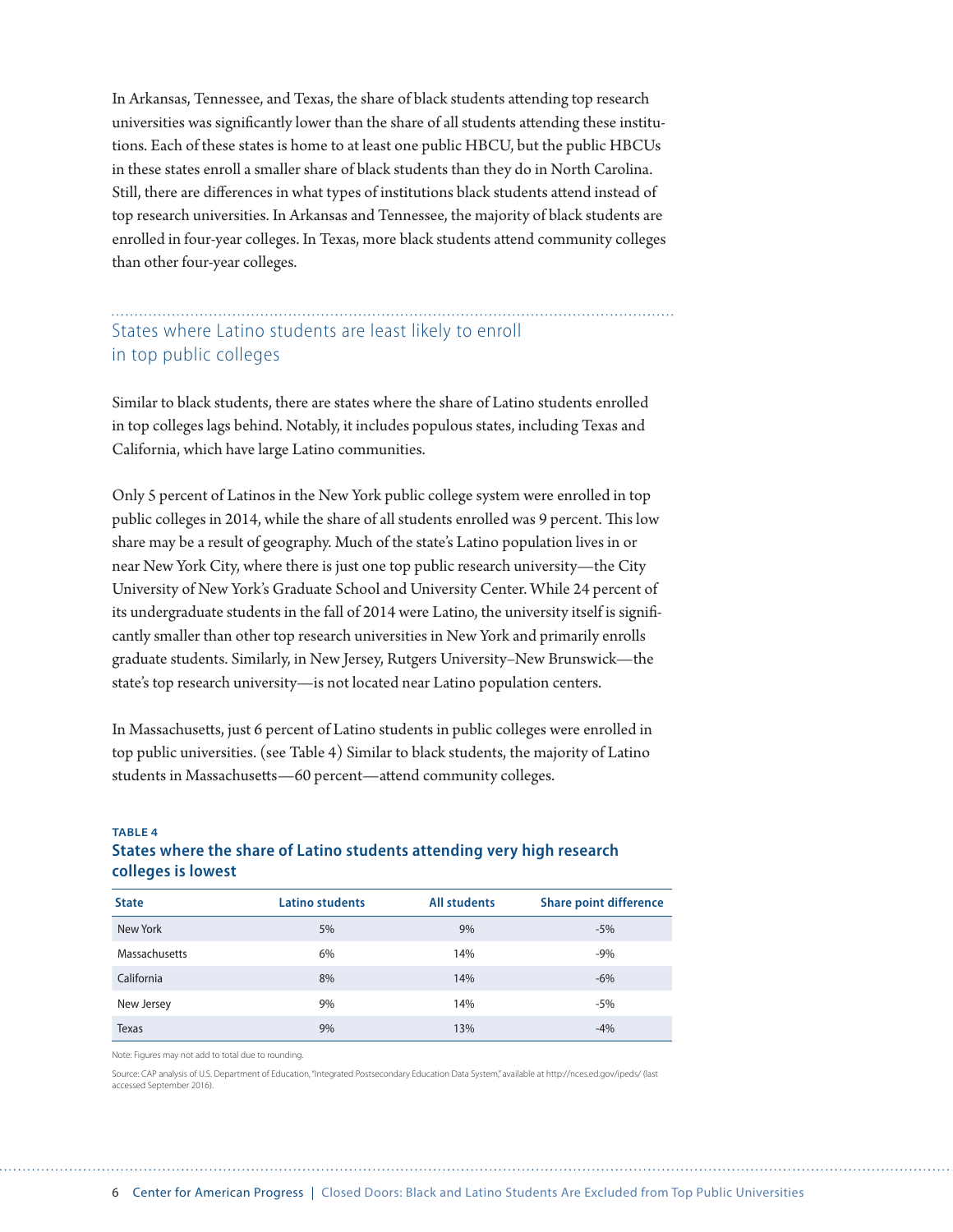In Arkansas, Tennessee, and Texas, the share of black students attending top research universities was significantly lower than the share of all students attending these institutions. Each of these states is home to at least one public HBCU, but the public HBCUs in these states enroll a smaller share of black students than they do in North Carolina. Still, there are differences in what types of institutions black students attend instead of top research universities. In Arkansas and Tennessee, the majority of black students are enrolled in four-year colleges. In Texas, more black students attend community colleges than other four-year colleges.

## States where Latino students are least likely to enroll in top public colleges

Similar to black students, there are states where the share of Latino students enrolled in top colleges lags behind. Notably, it includes populous states, including Texas and California, which have large Latino communities.

Only 5 percent of Latinos in the New York public college system were enrolled in top public colleges in 2014, while the share of all students enrolled was 9 percent. This low share may be a result of geography. Much of the state's Latino population lives in or near New York City, where there is just one top public research university—the City University of New York's Graduate School and University Center. While 24 percent of its undergraduate students in the fall of 2014 were Latino, the university itself is significantly smaller than other top research universities in New York and primarily enrolls graduate students. Similarly, in New Jersey, Rutgers University–New Brunswick—the state's top research university—is not located near Latino population centers.

In Massachusetts, just 6 percent of Latino students in public colleges were enrolled in top public universities. (see Table 4) Similar to black students, the majority of Latino students in Massachusetts—60 percent—attend community colleges.

**TABLE 4**

**States where the share of Latino students attending very high research colleges is lowest**

| State | Latino students | All students | Share point difference |
|---|---|---|---|
| New York | 5% | 9% | -5% |
| Massachusetts | 6% | 14% | -9% |
| California | 8% | 14% | -6% |
| New Jersey | 9% | 14% | -5% |
| Texas | 9% | 13% | -4% |

Note: Figures may not add to total due to rounding.

Source: CAP analysis of U.S. Department of Education, "Integrated Postsecondary Education Data System," available at http://nces.ed.gov/ipeds/ (last accessed September 2016).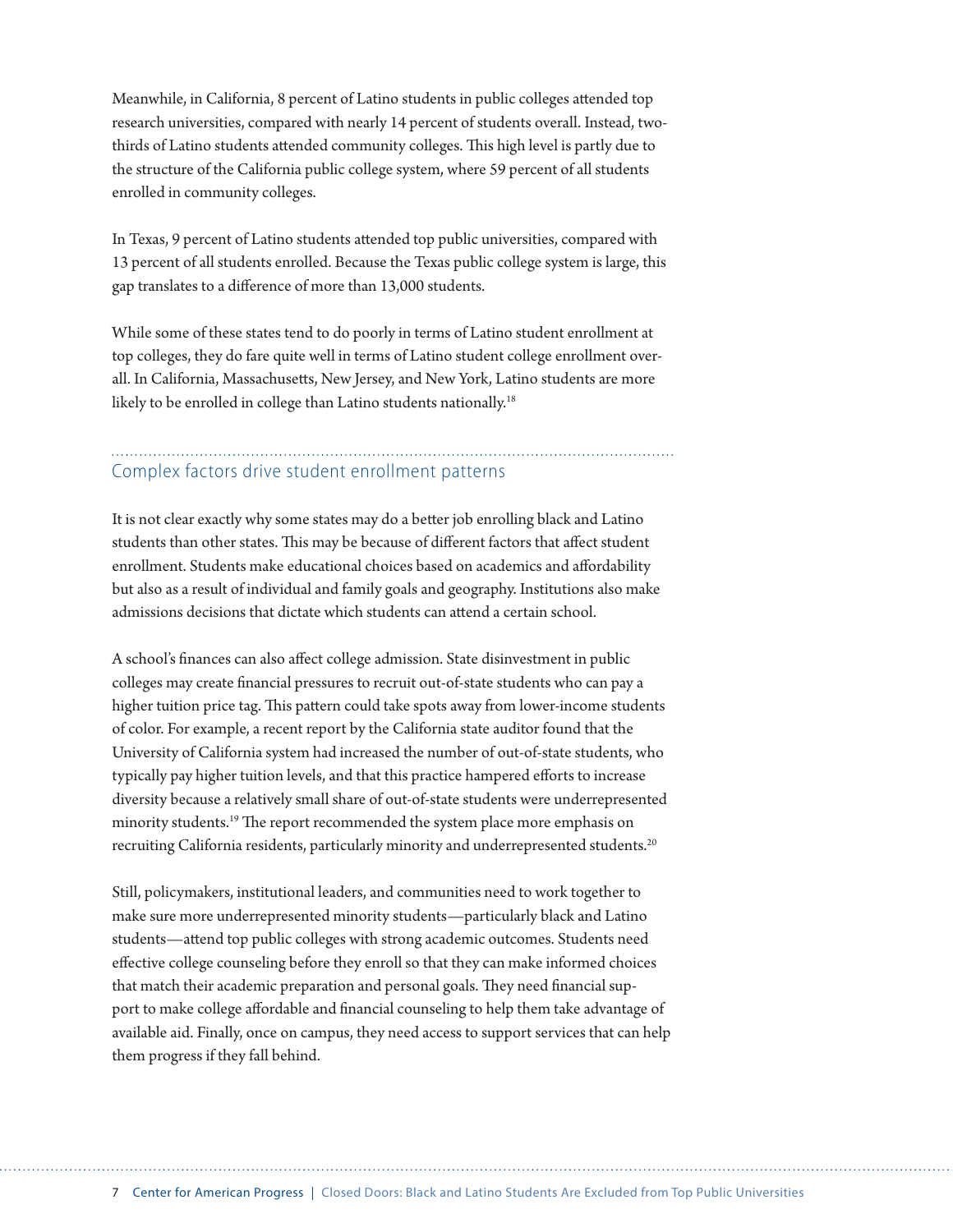Meanwhile, in California, 8 percent of Latino students in public colleges attended top research universities, compared with nearly 14 percent of students overall. Instead, two-thirds of Latino students attended community colleges. This high level is partly due to the structure of the California public college system, where 59 percent of all students enrolled in community colleges.

In Texas, 9 percent of Latino students attended top public universities, compared with 13 percent of all students enrolled. Because the Texas public college system is large, this gap translates to a difference of more than 13,000 students.

While some of these states tend to do poorly in terms of Latino student enrollment at top colleges, they do fare quite well in terms of Latino student college enrollment overall. In California, Massachusetts, New Jersey, and New York, Latino students are more likely to be enrolled in college than Latino students nationally.[18]

## Complex factors drive student enrollment patterns

It is not clear exactly why some states may do a better job enrolling black and Latino students than other states. This may be because of different factors that affect student enrollment. Students make educational choices based on academics and affordability but also as a result of individual and family goals and geography. Institutions also make admissions decisions that dictate which students can attend a certain school.

A school's finances can also affect college admission. State disinvestment in public colleges may create financial pressures to recruit out-of-state students who can pay a higher tuition price tag. This pattern could take spots away from lower-income students of color. For example, a recent report by the California state auditor found that the University of California system had increased the number of out-of-state students, who typically pay higher tuition levels, and that this practice hampered efforts to increase diversity because a relatively small share of out-of-state students were underrepresented minority students.[19] The report recommended the system place more emphasis on recruiting California residents, particularly minority and underrepresented students.[20]

Still, policymakers, institutional leaders, and communities need to work together to make sure more underrepresented minority students—particularly black and Latino students—attend top public colleges with strong academic outcomes. Students need effective college counseling before they enroll so that they can make informed choices that match their academic preparation and personal goals. They need financial support to make college affordable and financial counseling to help them take advantage of available aid. Finally, once on campus, they need access to support services that can help them progress if they fall behind.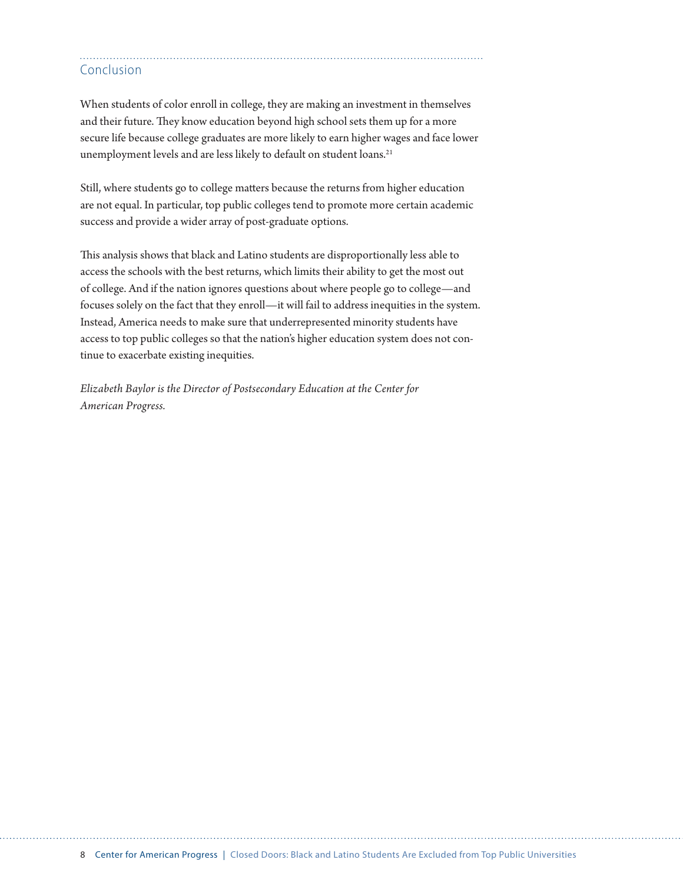## Conclusion

When students of color enroll in college, they are making an investment in themselves and their future. They know education beyond high school sets them up for a more secure life because college graduates are more likely to earn higher wages and face lower unemployment levels and are less likely to default on student loans.[21]

Still, where students go to college matters because the returns from higher education are not equal. In particular, top public colleges tend to promote more certain academic success and provide a wider array of post-graduate options.

This analysis shows that black and Latino students are disproportionally less able to access the schools with the best returns, which limits their ability to get the most out of college. And if the nation ignores questions about where people go to college—and focuses solely on the fact that they enroll—it will fail to address inequities in the system. Instead, America needs to make sure that underrepresented minority students have access to top public colleges so that the nation's higher education system does not continue to exacerbate existing inequities.

*Elizabeth Baylor is the Director of Postsecondary Education at the Center for American Progress.*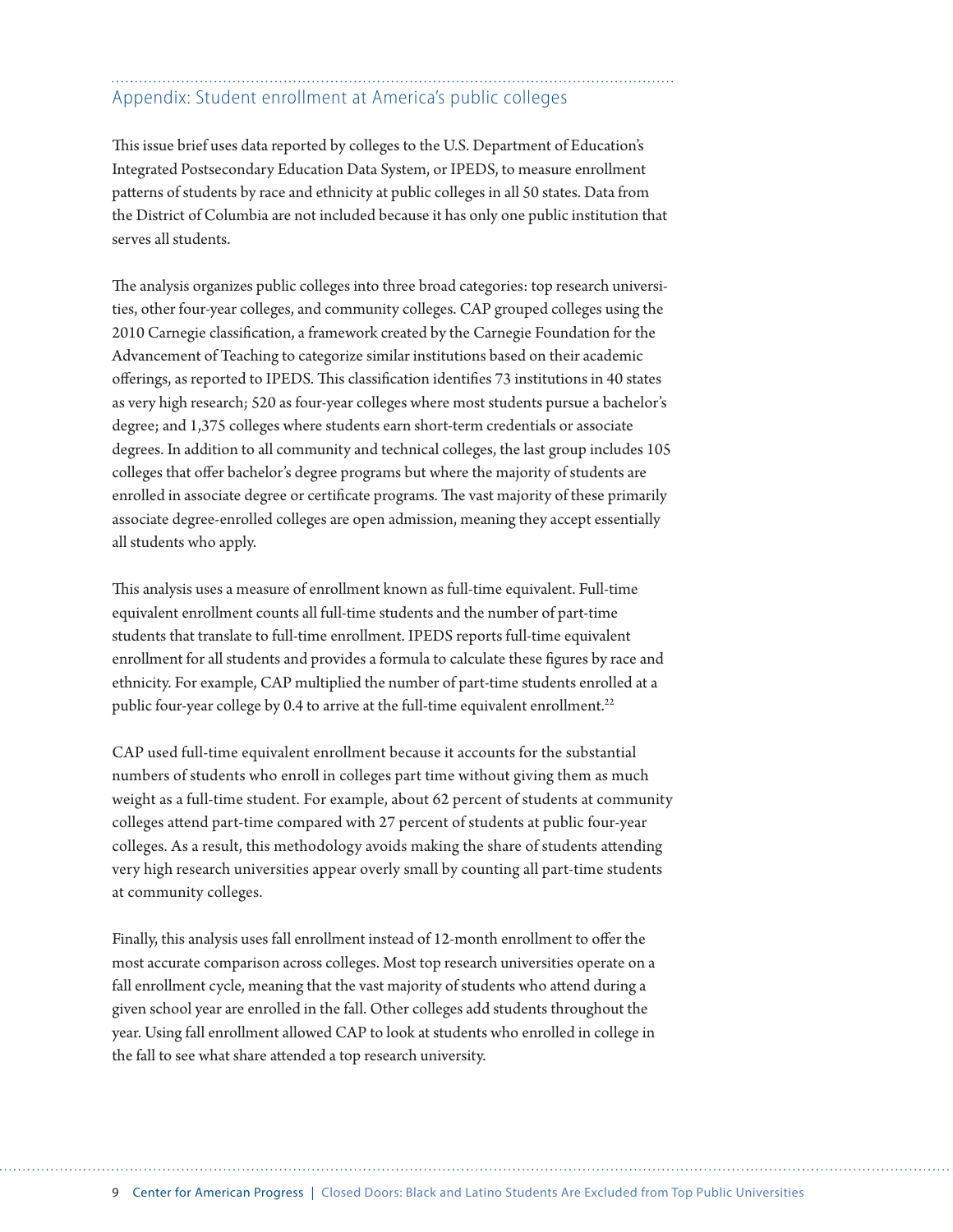## Appendix: Student enrollment at America's public colleges

This issue brief uses data reported by colleges to the U.S. Department of Education's Integrated Postsecondary Education Data System, or IPEDS, to measure enrollment patterns of students by race and ethnicity at public colleges in all 50 states. Data from the District of Columbia are not included because it has only one public institution that serves all students.

The analysis organizes public colleges into three broad categories: top research universities, other four-year colleges, and community colleges. CAP grouped colleges using the 2010 Carnegie classification, a framework created by the Carnegie Foundation for the Advancement of Teaching to categorize similar institutions based on their academic offerings, as reported to IPEDS. This classification identifies 73 institutions in 40 states as very high research; 520 as four-year colleges where most students pursue a bachelor's degree; and 1,375 colleges where students earn short-term credentials or associate degrees. In addition to all community and technical colleges, the last group includes 105 colleges that offer bachelor's degree programs but where the majority of students are enrolled in associate degree or certificate programs. The vast majority of these primarily associate degree-enrolled colleges are open admission, meaning they accept essentially all students who apply.

This analysis uses a measure of enrollment known as full-time equivalent. Full-time equivalent enrollment counts all full-time students and the number of part-time students that translate to full-time enrollment. IPEDS reports full-time equivalent enrollment for all students and provides a formula to calculate these figures by race and ethnicity. For example, CAP multiplied the number of part-time students enrolled at a public four-year college by 0.4 to arrive at the full-time equivalent enrollment.[22]

CAP used full-time equivalent enrollment because it accounts for the substantial numbers of students who enroll in colleges part time without giving them as much weight as a full-time student. For example, about 62 percent of students at community colleges attend part-time compared with 27 percent of students at public four-year colleges. As a result, this methodology avoids making the share of students attending very high research universities appear overly small by counting all part-time students at community colleges.

Finally, this analysis uses fall enrollment instead of 12-month enrollment to offer the most accurate comparison across colleges. Most top research universities operate on a fall enrollment cycle, meaning that the vast majority of students who attend during a given school year are enrolled in the fall. Other colleges add students throughout the year. Using fall enrollment allowed CAP to look at students who enrolled in college in the fall to see what share attended a top research university.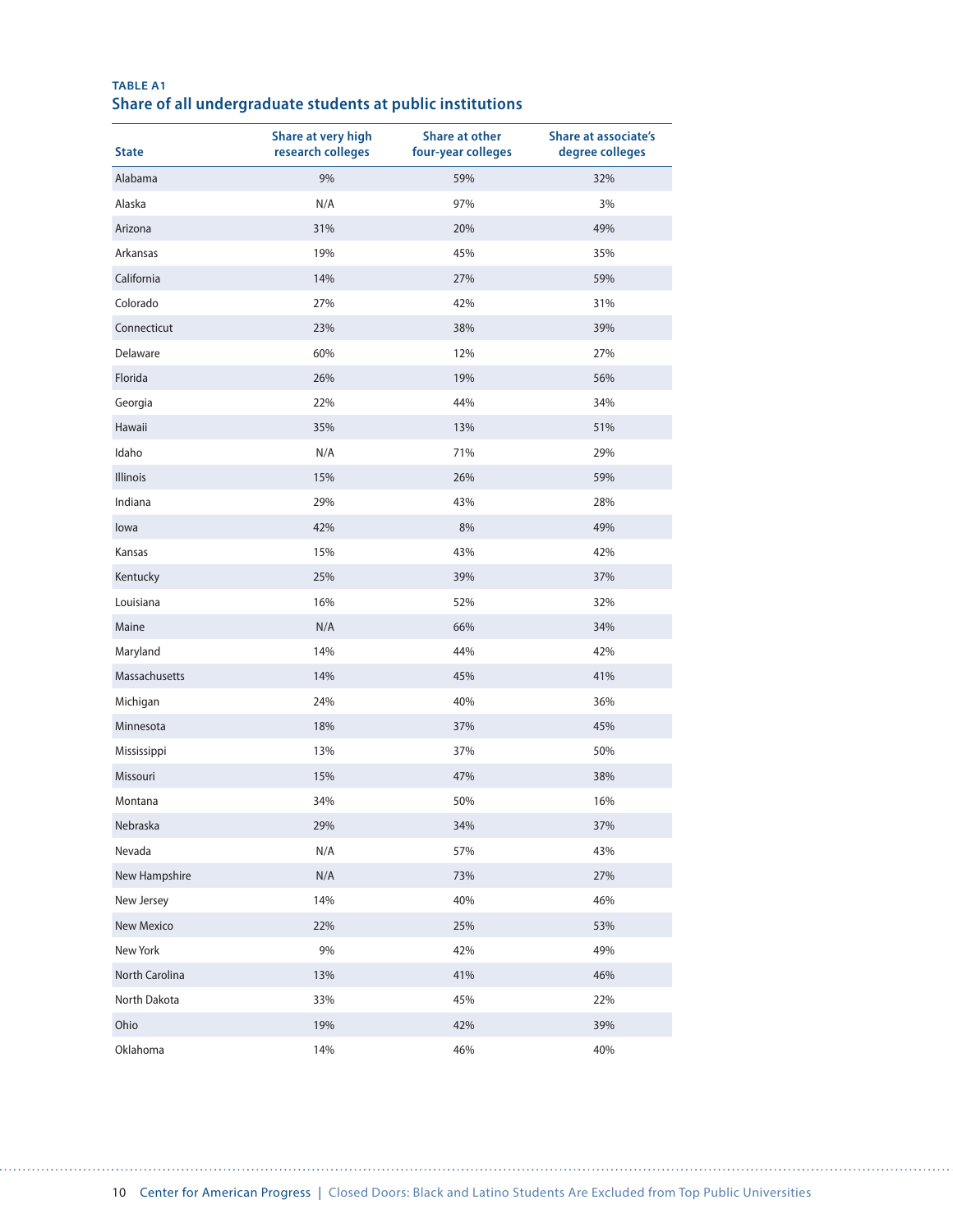**TABLE A1**

## Share of all undergraduate students at public institutions

| State | Share at very high research colleges | Share at other four-year colleges | Share at associate's degree colleges |
|---|---|---|---|
| Alabama | 9% | 59% | 32% |
| Alaska | N/A | 97% | 3% |
| Arizona | 31% | 20% | 49% |
| Arkansas | 19% | 45% | 35% |
| California | 14% | 27% | 59% |
| Colorado | 27% | 42% | 31% |
| Connecticut | 23% | 38% | 39% |
| Delaware | 60% | 12% | 27% |
| Florida | 26% | 19% | 56% |
| Georgia | 22% | 44% | 34% |
| Hawaii | 35% | 13% | 51% |
| Idaho | N/A | 71% | 29% |
| Illinois | 15% | 26% | 59% |
| Indiana | 29% | 43% | 28% |
| Iowa | 42% | 8% | 49% |
| Kansas | 15% | 43% | 42% |
| Kentucky | 25% | 39% | 37% |
| Louisiana | 16% | 52% | 32% |
| Maine | N/A | 66% | 34% |
| Maryland | 14% | 44% | 42% |
| Massachusetts | 14% | 45% | 41% |
| Michigan | 24% | 40% | 36% |
| Minnesota | 18% | 37% | 45% |
| Mississippi | 13% | 37% | 50% |
| Missouri | 15% | 47% | 38% |
| Montana | 34% | 50% | 16% |
| Nebraska | 29% | 34% | 37% |
| Nevada | N/A | 57% | 43% |
| New Hampshire | N/A | 73% | 27% |
| New Jersey | 14% | 40% | 46% |
| New Mexico | 22% | 25% | 53% |
| New York | 9% | 42% | 49% |
| North Carolina | 13% | 41% | 46% |
| North Dakota | 33% | 45% | 22% |
| Ohio | 19% | 42% | 39% |
| Oklahoma | 14% | 46% | 40% |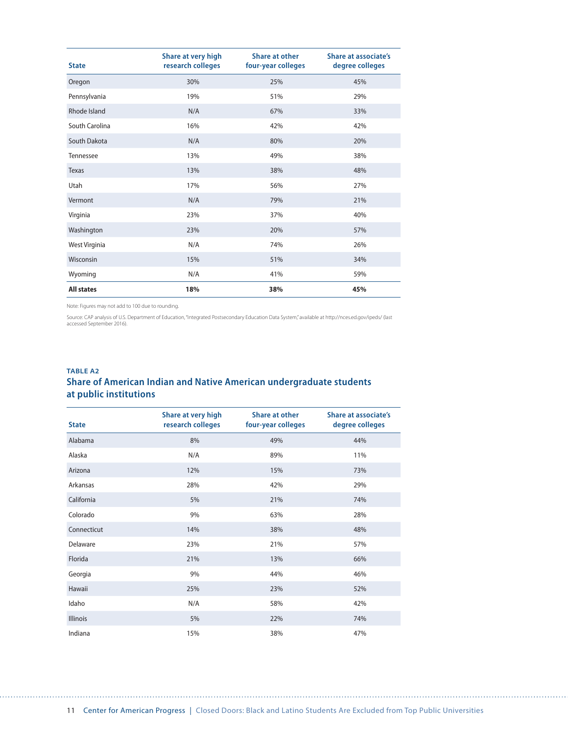| State | Share at very high research colleges | Share at other four-year colleges | Share at associate's degree colleges |
|---|---|---|---|
| Oregon | 30% | 25% | 45% |
| Pennsylvania | 19% | 51% | 29% |
| Rhode Island | N/A | 67% | 33% |
| South Carolina | 16% | 42% | 42% |
| South Dakota | N/A | 80% | 20% |
| Tennessee | 13% | 49% | 38% |
| Texas | 13% | 38% | 48% |
| Utah | 17% | 56% | 27% |
| Vermont | N/A | 79% | 21% |
| Virginia | 23% | 37% | 40% |
| Washington | 23% | 20% | 57% |
| West Virginia | N/A | 74% | 26% |
| Wisconsin | 15% | 51% | 34% |
| Wyoming | N/A | 41% | 59% |
| **All states** | **18%** | **38%** | **45%** |

Note: Figures may not add to 100 due to rounding.

Source: CAP analysis of U.S. Department of Education, "Integrated Postsecondary Education Data System," available at http://nces.ed.gov/ipeds/ (last accessed September 2016).

**TABLE A2**

## Share of American Indian and Native American undergraduate students at public institutions

| State | Share at very high research colleges | Share at other four-year colleges | Share at associate's degree colleges |
|---|---|---|---|
| Alabama | 8% | 49% | 44% |
| Alaska | N/A | 89% | 11% |
| Arizona | 12% | 15% | 73% |
| Arkansas | 28% | 42% | 29% |
| California | 5% | 21% | 74% |
| Colorado | 9% | 63% | 28% |
| Connecticut | 14% | 38% | 48% |
| Delaware | 23% | 21% | 57% |
| Florida | 21% | 13% | 66% |
| Georgia | 9% | 44% | 46% |
| Hawaii | 25% | 23% | 52% |
| Idaho | N/A | 58% | 42% |
| Illinois | 5% | 22% | 74% |
| Indiana | 15% | 38% | 47% |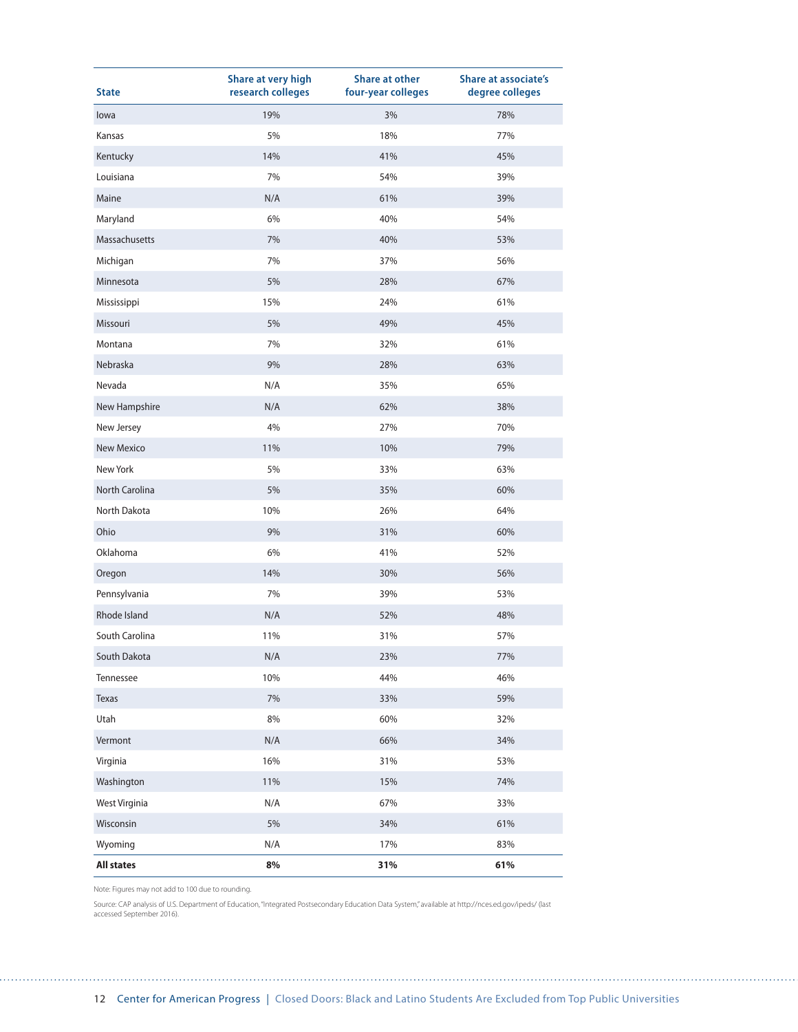| State | Share at very high research colleges | Share at other four-year colleges | Share at associate's degree colleges |
|---|---|---|---|
| Iowa | 19% | 3% | 78% |
| Kansas | 5% | 18% | 77% |
| Kentucky | 14% | 41% | 45% |
| Louisiana | 7% | 54% | 39% |
| Maine | N/A | 61% | 39% |
| Maryland | 6% | 40% | 54% |
| Massachusetts | 7% | 40% | 53% |
| Michigan | 7% | 37% | 56% |
| Minnesota | 5% | 28% | 67% |
| Mississippi | 15% | 24% | 61% |
| Missouri | 5% | 49% | 45% |
| Montana | 7% | 32% | 61% |
| Nebraska | 9% | 28% | 63% |
| Nevada | N/A | 35% | 65% |
| New Hampshire | N/A | 62% | 38% |
| New Jersey | 4% | 27% | 70% |
| New Mexico | 11% | 10% | 79% |
| New York | 5% | 33% | 63% |
| North Carolina | 5% | 35% | 60% |
| North Dakota | 10% | 26% | 64% |
| Ohio | 9% | 31% | 60% |
| Oklahoma | 6% | 41% | 52% |
| Oregon | 14% | 30% | 56% |
| Pennsylvania | 7% | 39% | 53% |
| Rhode Island | N/A | 52% | 48% |
| South Carolina | 11% | 31% | 57% |
| South Dakota | N/A | 23% | 77% |
| Tennessee | 10% | 44% | 46% |
| Texas | 7% | 33% | 59% |
| Utah | 8% | 60% | 32% |
| Vermont | N/A | 66% | 34% |
| Virginia | 16% | 31% | 53% |
| Washington | 11% | 15% | 74% |
| West Virginia | N/A | 67% | 33% |
| Wisconsin | 5% | 34% | 61% |
| Wyoming | N/A | 17% | 83% |
| **All states** | **8%** | **31%** | **61%** |

Note: Figures may not add to 100 due to rounding.

Source: CAP analysis of U.S. Department of Education, "Integrated Postsecondary Education Data System," available at http://nces.ed.gov/ipeds/ (last accessed September 2016).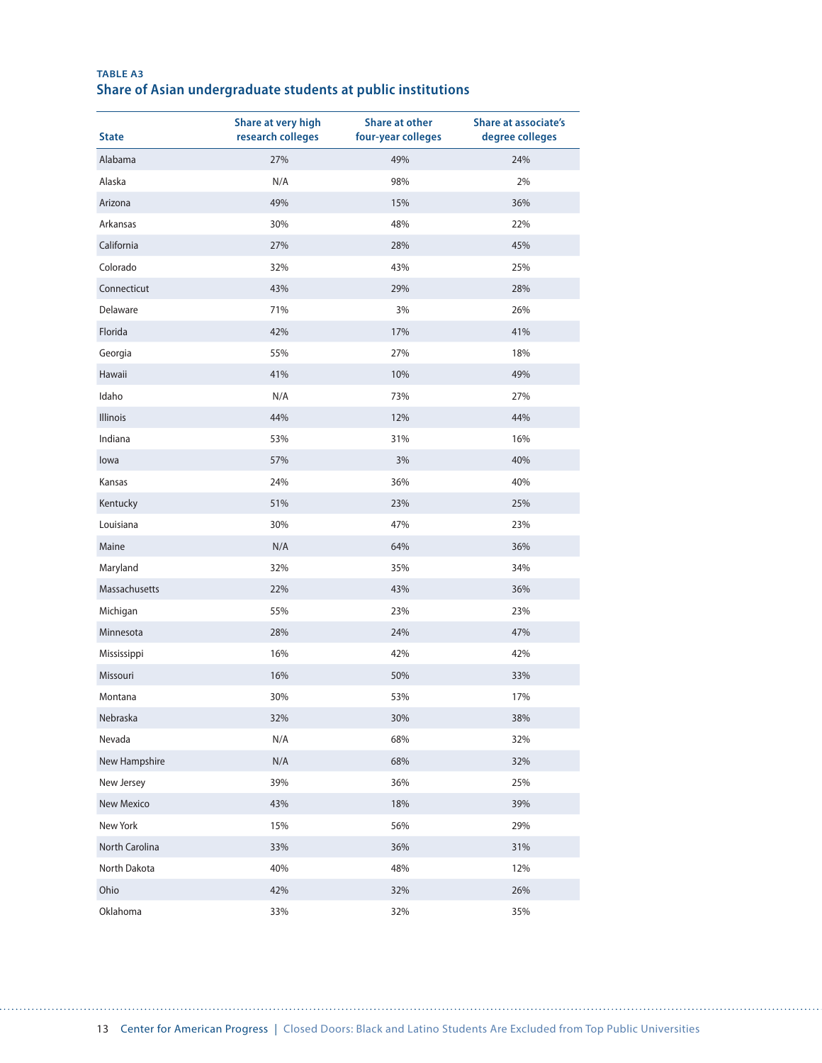**TABLE A3**

## Share of Asian undergraduate students at public institutions

| State | Share at very high research colleges | Share at other four-year colleges | Share at associate's degree colleges |
|---|---|---|---|
| Alabama | 27% | 49% | 24% |
| Alaska | N/A | 98% | 2% |
| Arizona | 49% | 15% | 36% |
| Arkansas | 30% | 48% | 22% |
| California | 27% | 28% | 45% |
| Colorado | 32% | 43% | 25% |
| Connecticut | 43% | 29% | 28% |
| Delaware | 71% | 3% | 26% |
| Florida | 42% | 17% | 41% |
| Georgia | 55% | 27% | 18% |
| Hawaii | 41% | 10% | 49% |
| Idaho | N/A | 73% | 27% |
| Illinois | 44% | 12% | 44% |
| Indiana | 53% | 31% | 16% |
| Iowa | 57% | 3% | 40% |
| Kansas | 24% | 36% | 40% |
| Kentucky | 51% | 23% | 25% |
| Louisiana | 30% | 47% | 23% |
| Maine | N/A | 64% | 36% |
| Maryland | 32% | 35% | 34% |
| Massachusetts | 22% | 43% | 36% |
| Michigan | 55% | 23% | 23% |
| Minnesota | 28% | 24% | 47% |
| Mississippi | 16% | 42% | 42% |
| Missouri | 16% | 50% | 33% |
| Montana | 30% | 53% | 17% |
| Nebraska | 32% | 30% | 38% |
| Nevada | N/A | 68% | 32% |
| New Hampshire | N/A | 68% | 32% |
| New Jersey | 39% | 36% | 25% |
| New Mexico | 43% | 18% | 39% |
| New York | 15% | 56% | 29% |
| North Carolina | 33% | 36% | 31% |
| North Dakota | 40% | 48% | 12% |
| Ohio | 42% | 32% | 26% |
| Oklahoma | 33% | 32% | 35% |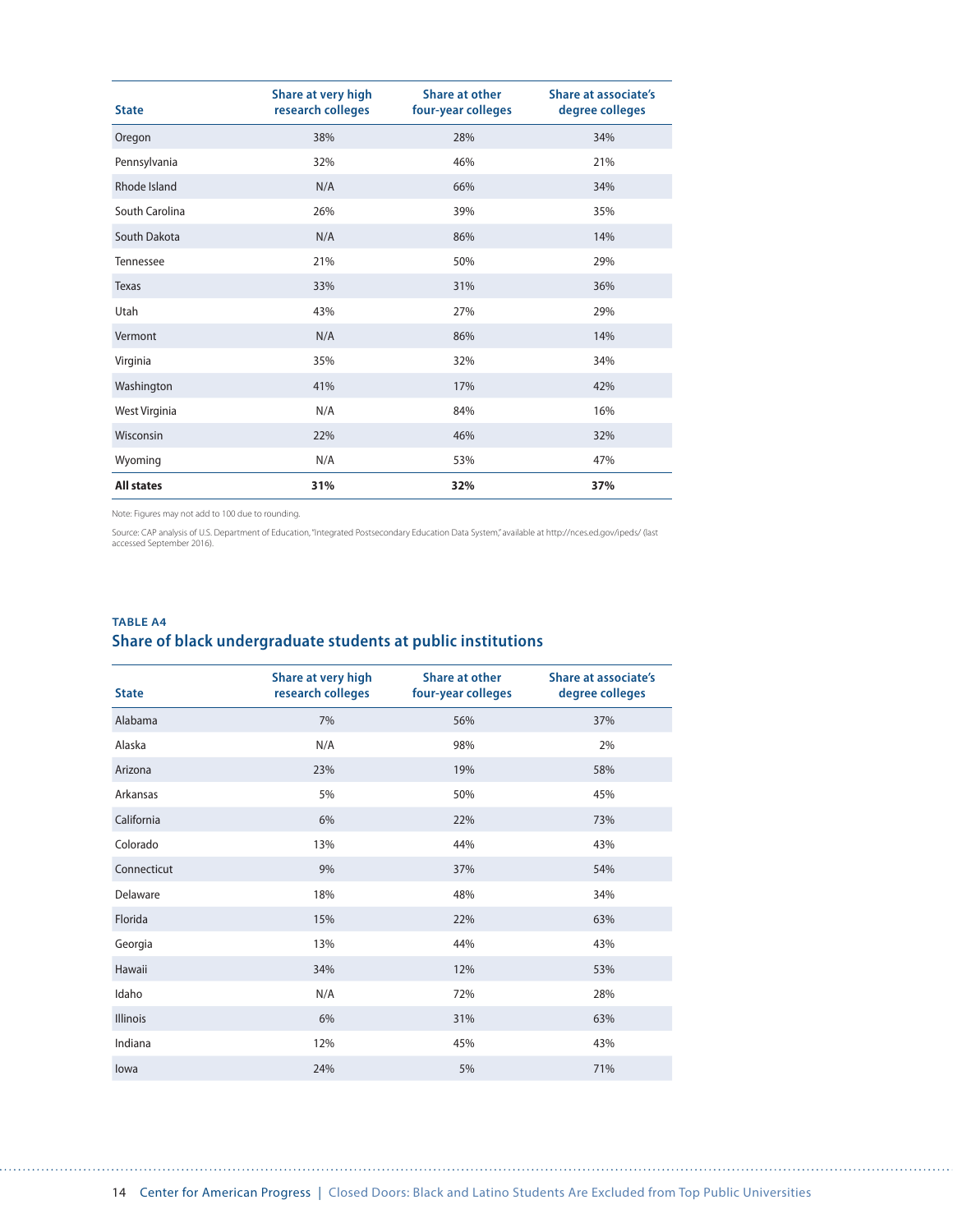| State | Share at very high research colleges | Share at other four-year colleges | Share at associate's degree colleges |
|---|---|---|---|
| Oregon | 38% | 28% | 34% |
| Pennsylvania | 32% | 46% | 21% |
| Rhode Island | N/A | 66% | 34% |
| South Carolina | 26% | 39% | 35% |
| South Dakota | N/A | 86% | 14% |
| Tennessee | 21% | 50% | 29% |
| Texas | 33% | 31% | 36% |
| Utah | 43% | 27% | 29% |
| Vermont | N/A | 86% | 14% |
| Virginia | 35% | 32% | 34% |
| Washington | 41% | 17% | 42% |
| West Virginia | N/A | 84% | 16% |
| Wisconsin | 22% | 46% | 32% |
| Wyoming | N/A | 53% | 47% |
| **All states** | **31%** | **32%** | **37%** |

Note: Figures may not add to 100 due to rounding.

Source: CAP analysis of U.S. Department of Education, "Integrated Postsecondary Education Data System," available at http://nces.ed.gov/ipeds/ (last accessed September 2016).

**TABLE A4**

## Share of black undergraduate students at public institutions

| State | Share at very high research colleges | Share at other four-year colleges | Share at associate's degree colleges |
|---|---|---|---|
| Alabama | 7% | 56% | 37% |
| Alaska | N/A | 98% | 2% |
| Arizona | 23% | 19% | 58% |
| Arkansas | 5% | 50% | 45% |
| California | 6% | 22% | 73% |
| Colorado | 13% | 44% | 43% |
| Connecticut | 9% | 37% | 54% |
| Delaware | 18% | 48% | 34% |
| Florida | 15% | 22% | 63% |
| Georgia | 13% | 44% | 43% |
| Hawaii | 34% | 12% | 53% |
| Idaho | N/A | 72% | 28% |
| Illinois | 6% | 31% | 63% |
| Indiana | 12% | 45% | 43% |
| Iowa | 24% | 5% | 71% |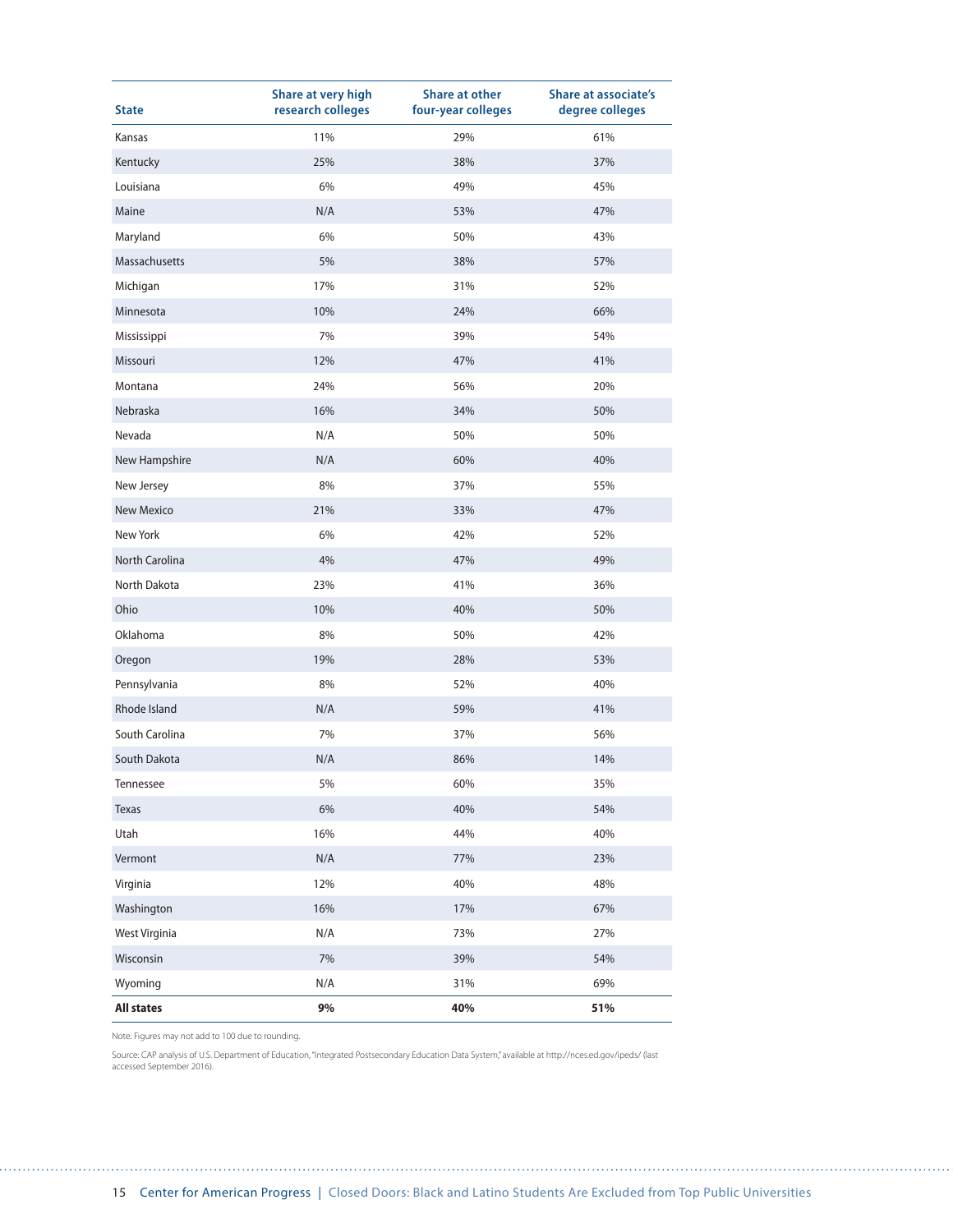| State | Share at very high research colleges | Share at other four-year colleges | Share at associate's degree colleges |
|---|---|---|---|
| Kansas | 11% | 29% | 61% |
| Kentucky | 25% | 38% | 37% |
| Louisiana | 6% | 49% | 45% |
| Maine | N/A | 53% | 47% |
| Maryland | 6% | 50% | 43% |
| Massachusetts | 5% | 38% | 57% |
| Michigan | 17% | 31% | 52% |
| Minnesota | 10% | 24% | 66% |
| Mississippi | 7% | 39% | 54% |
| Missouri | 12% | 47% | 41% |
| Montana | 24% | 56% | 20% |
| Nebraska | 16% | 34% | 50% |
| Nevada | N/A | 50% | 50% |
| New Hampshire | N/A | 60% | 40% |
| New Jersey | 8% | 37% | 55% |
| New Mexico | 21% | 33% | 47% |
| New York | 6% | 42% | 52% |
| North Carolina | 4% | 47% | 49% |
| North Dakota | 23% | 41% | 36% |
| Ohio | 10% | 40% | 50% |
| Oklahoma | 8% | 50% | 42% |
| Oregon | 19% | 28% | 53% |
| Pennsylvania | 8% | 52% | 40% |
| Rhode Island | N/A | 59% | 41% |
| South Carolina | 7% | 37% | 56% |
| South Dakota | N/A | 86% | 14% |
| Tennessee | 5% | 60% | 35% |
| Texas | 6% | 40% | 54% |
| Utah | 16% | 44% | 40% |
| Vermont | N/A | 77% | 23% |
| Virginia | 12% | 40% | 48% |
| Washington | 16% | 17% | 67% |
| West Virginia | N/A | 73% | 27% |
| Wisconsin | 7% | 39% | 54% |
| Wyoming | N/A | 31% | 69% |
| **All states** | **9%** | **40%** | **51%** |

Note: Figures may not add to 100 due to rounding.

Source: CAP analysis of U.S. Department of Education, "Integrated Postsecondary Education Data System," available at http://nces.ed.gov/ipeds/ (last accessed September 2016).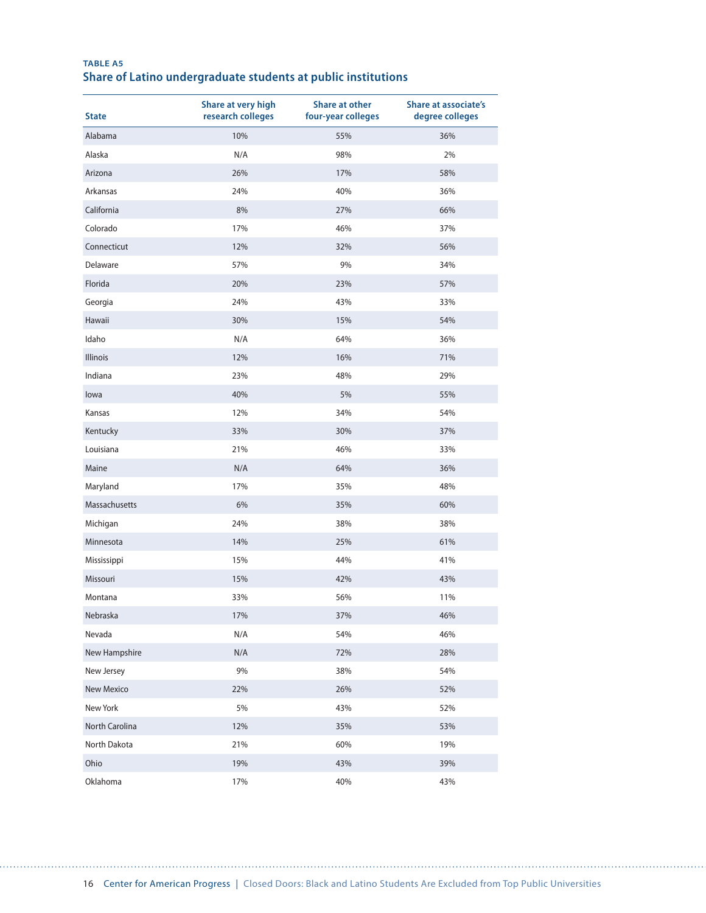**TABLE A5**

## Share of Latino undergraduate students at public institutions

| State | Share at very high research colleges | Share at other four-year colleges | Share at associate's degree colleges |
|---|---|---|---|
| Alabama | 10% | 55% | 36% |
| Alaska | N/A | 98% | 2% |
| Arizona | 26% | 17% | 58% |
| Arkansas | 24% | 40% | 36% |
| California | 8% | 27% | 66% |
| Colorado | 17% | 46% | 37% |
| Connecticut | 12% | 32% | 56% |
| Delaware | 57% | 9% | 34% |
| Florida | 20% | 23% | 57% |
| Georgia | 24% | 43% | 33% |
| Hawaii | 30% | 15% | 54% |
| Idaho | N/A | 64% | 36% |
| Illinois | 12% | 16% | 71% |
| Indiana | 23% | 48% | 29% |
| Iowa | 40% | 5% | 55% |
| Kansas | 12% | 34% | 54% |
| Kentucky | 33% | 30% | 37% |
| Louisiana | 21% | 46% | 33% |
| Maine | N/A | 64% | 36% |
| Maryland | 17% | 35% | 48% |
| Massachusetts | 6% | 35% | 60% |
| Michigan | 24% | 38% | 38% |
| Minnesota | 14% | 25% | 61% |
| Mississippi | 15% | 44% | 41% |
| Missouri | 15% | 42% | 43% |
| Montana | 33% | 56% | 11% |
| Nebraska | 17% | 37% | 46% |
| Nevada | N/A | 54% | 46% |
| New Hampshire | N/A | 72% | 28% |
| New Jersey | 9% | 38% | 54% |
| New Mexico | 22% | 26% | 52% |
| New York | 5% | 43% | 52% |
| North Carolina | 12% | 35% | 53% |
| North Dakota | 21% | 60% | 19% |
| Ohio | 19% | 43% | 39% |
| Oklahoma | 17% | 40% | 43% |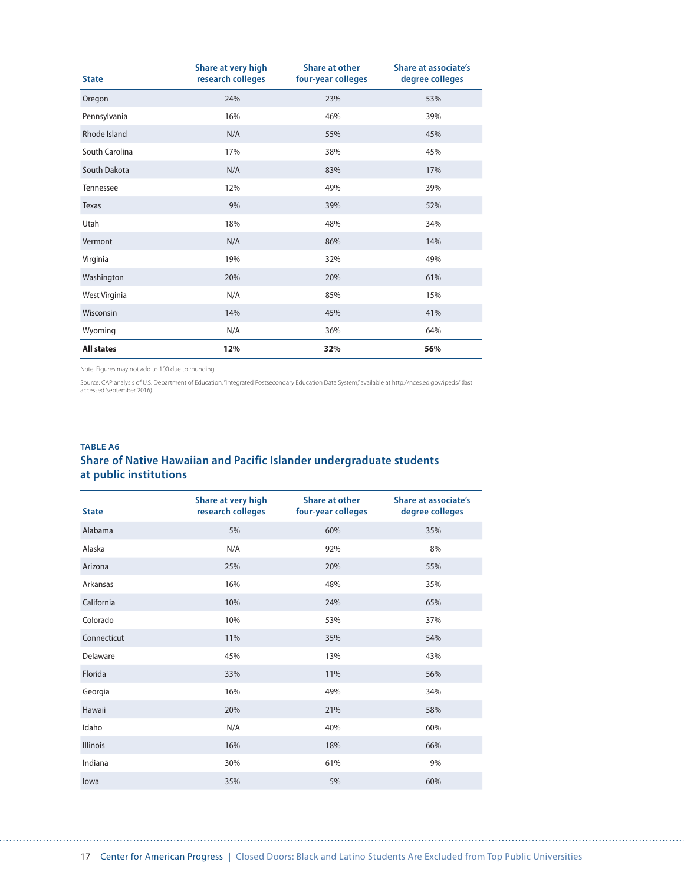| State | Share at very high research colleges | Share at other four-year colleges | Share at associate's degree colleges |
|---|---|---|---|
| Oregon | 24% | 23% | 53% |
| Pennsylvania | 16% | 46% | 39% |
| Rhode Island | N/A | 55% | 45% |
| South Carolina | 17% | 38% | 45% |
| South Dakota | N/A | 83% | 17% |
| Tennessee | 12% | 49% | 39% |
| Texas | 9% | 39% | 52% |
| Utah | 18% | 48% | 34% |
| Vermont | N/A | 86% | 14% |
| Virginia | 19% | 32% | 49% |
| Washington | 20% | 20% | 61% |
| West Virginia | N/A | 85% | 15% |
| Wisconsin | 14% | 45% | 41% |
| Wyoming | N/A | 36% | 64% |
| **All states** | **12%** | **32%** | **56%** |

Note: Figures may not add to 100 due to rounding.

Source: CAP analysis of U.S. Department of Education, "Integrated Postsecondary Education Data System," available at http://nces.ed.gov/ipeds/ (last accessed September 2016).

**TABLE A6**

## Share of Native Hawaiian and Pacific Islander undergraduate students at public institutions

| State | Share at very high research colleges | Share at other four-year colleges | Share at associate's degree colleges |
|---|---|---|---|
| Alabama | 5% | 60% | 35% |
| Alaska | N/A | 92% | 8% |
| Arizona | 25% | 20% | 55% |
| Arkansas | 16% | 48% | 35% |
| California | 10% | 24% | 65% |
| Colorado | 10% | 53% | 37% |
| Connecticut | 11% | 35% | 54% |
| Delaware | 45% | 13% | 43% |
| Florida | 33% | 11% | 56% |
| Georgia | 16% | 49% | 34% |
| Hawaii | 20% | 21% | 58% |
| Idaho | N/A | 40% | 60% |
| Illinois | 16% | 18% | 66% |
| Indiana | 30% | 61% | 9% |
| Iowa | 35% | 5% | 60% |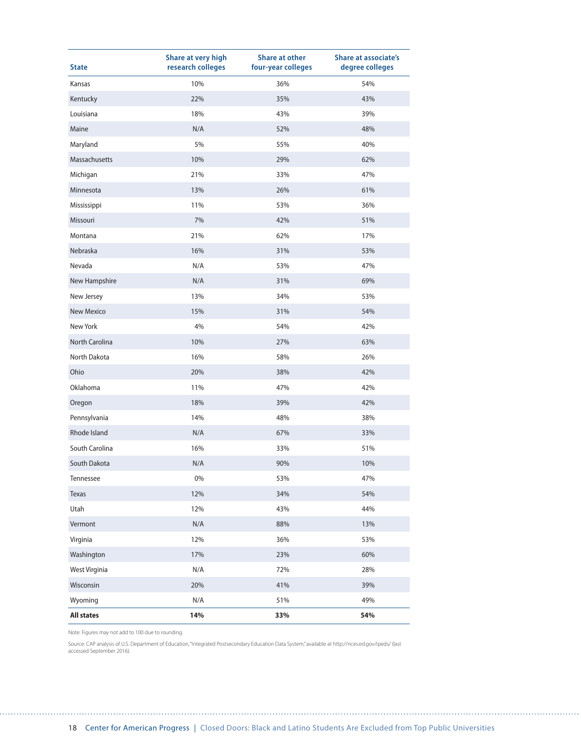| State | Share at very high research colleges | Share at other four-year colleges | Share at associate's degree colleges |
|---|---|---|---|
| Kansas | 10% | 36% | 54% |
| Kentucky | 22% | 35% | 43% |
| Louisiana | 18% | 43% | 39% |
| Maine | N/A | 52% | 48% |
| Maryland | 5% | 55% | 40% |
| Massachusetts | 10% | 29% | 62% |
| Michigan | 21% | 33% | 47% |
| Minnesota | 13% | 26% | 61% |
| Mississippi | 11% | 53% | 36% |
| Missouri | 7% | 42% | 51% |
| Montana | 21% | 62% | 17% |
| Nebraska | 16% | 31% | 53% |
| Nevada | N/A | 53% | 47% |
| New Hampshire | N/A | 31% | 69% |
| New Jersey | 13% | 34% | 53% |
| New Mexico | 15% | 31% | 54% |
| New York | 4% | 54% | 42% |
| North Carolina | 10% | 27% | 63% |
| North Dakota | 16% | 58% | 26% |
| Ohio | 20% | 38% | 42% |
| Oklahoma | 11% | 47% | 42% |
| Oregon | 18% | 39% | 42% |
| Pennsylvania | 14% | 48% | 38% |
| Rhode Island | N/A | 67% | 33% |
| South Carolina | 16% | 33% | 51% |
| South Dakota | N/A | 90% | 10% |
| Tennessee | 0% | 53% | 47% |
| Texas | 12% | 34% | 54% |
| Utah | 12% | 43% | 44% |
| Vermont | N/A | 88% | 13% |
| Virginia | 12% | 36% | 53% |
| Washington | 17% | 23% | 60% |
| West Virginia | N/A | 72% | 28% |
| Wisconsin | 20% | 41% | 39% |
| Wyoming | N/A | 51% | 49% |
| **All states** | **14%** | **33%** | **54%** |

Note: Figures may not add to 100 due to rounding.

Source: CAP analysis of U.S. Department of Education, "Integrated Postsecondary Education Data System," available at http://nces.ed.gov/ipeds/ (last accessed September 2016).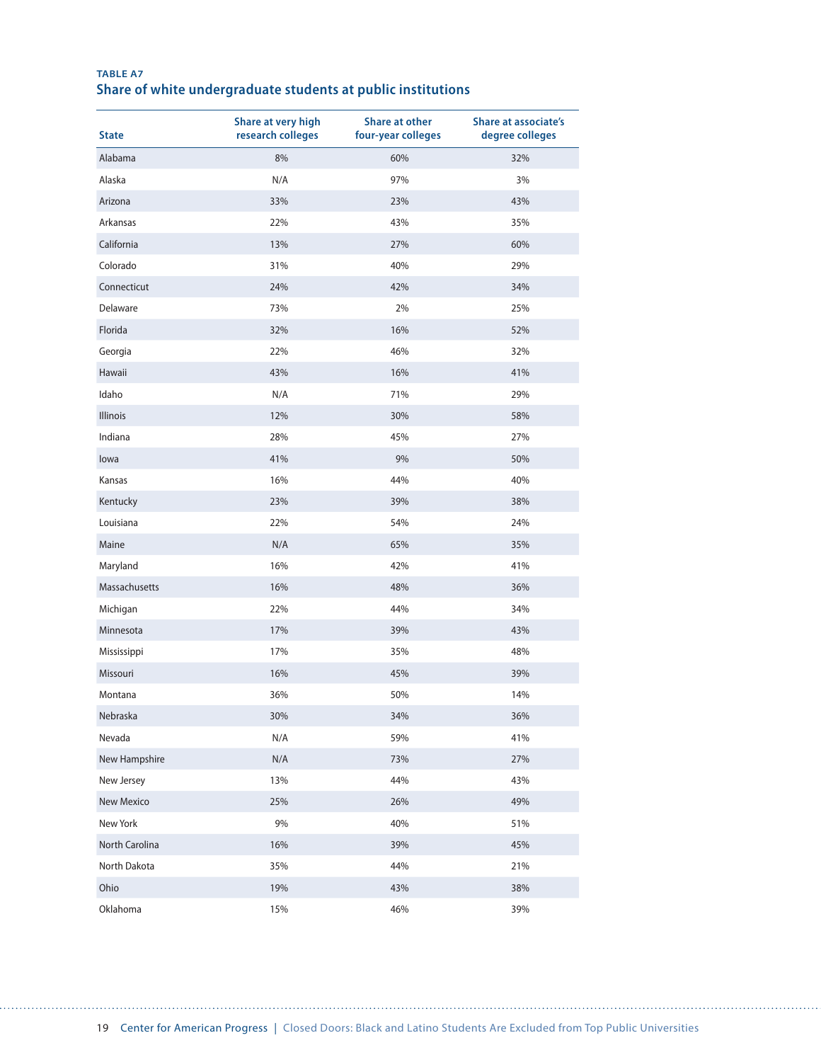**TABLE A7**

## Share of white undergraduate students at public institutions

| State | Share at very high research colleges | Share at other four-year colleges | Share at associate's degree colleges |
|---|---|---|---|
| Alabama | 8% | 60% | 32% |
| Alaska | N/A | 97% | 3% |
| Arizona | 33% | 23% | 43% |
| Arkansas | 22% | 43% | 35% |
| California | 13% | 27% | 60% |
| Colorado | 31% | 40% | 29% |
| Connecticut | 24% | 42% | 34% |
| Delaware | 73% | 2% | 25% |
| Florida | 32% | 16% | 52% |
| Georgia | 22% | 46% | 32% |
| Hawaii | 43% | 16% | 41% |
| Idaho | N/A | 71% | 29% |
| Illinois | 12% | 30% | 58% |
| Indiana | 28% | 45% | 27% |
| Iowa | 41% | 9% | 50% |
| Kansas | 16% | 44% | 40% |
| Kentucky | 23% | 39% | 38% |
| Louisiana | 22% | 54% | 24% |
| Maine | N/A | 65% | 35% |
| Maryland | 16% | 42% | 41% |
| Massachusetts | 16% | 48% | 36% |
| Michigan | 22% | 44% | 34% |
| Minnesota | 17% | 39% | 43% |
| Mississippi | 17% | 35% | 48% |
| Missouri | 16% | 45% | 39% |
| Montana | 36% | 50% | 14% |
| Nebraska | 30% | 34% | 36% |
| Nevada | N/A | 59% | 41% |
| New Hampshire | N/A | 73% | 27% |
| New Jersey | 13% | 44% | 43% |
| New Mexico | 25% | 26% | 49% |
| New York | 9% | 40% | 51% |
| North Carolina | 16% | 39% | 45% |
| North Dakota | 35% | 44% | 21% |
| Ohio | 19% | 43% | 38% |
| Oklahoma | 15% | 46% | 39% |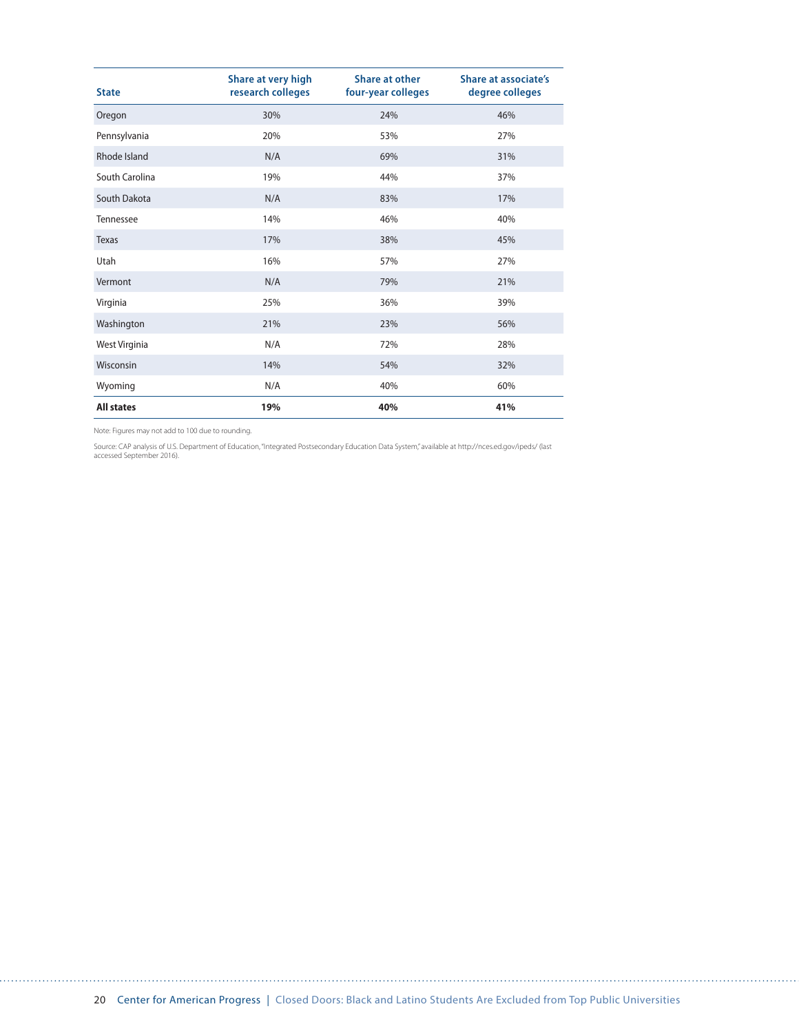| State | Share at very high research colleges | Share at other four-year colleges | Share at associate's degree colleges |
|---|---|---|---|
| Oregon | 30% | 24% | 46% |
| Pennsylvania | 20% | 53% | 27% |
| Rhode Island | N/A | 69% | 31% |
| South Carolina | 19% | 44% | 37% |
| South Dakota | N/A | 83% | 17% |
| Tennessee | 14% | 46% | 40% |
| Texas | 17% | 38% | 45% |
| Utah | 16% | 57% | 27% |
| Vermont | N/A | 79% | 21% |
| Virginia | 25% | 36% | 39% |
| Washington | 21% | 23% | 56% |
| West Virginia | N/A | 72% | 28% |
| Wisconsin | 14% | 54% | 32% |
| Wyoming | N/A | 40% | 60% |
| **All states** | **19%** | **40%** | **41%** |

Note: Figures may not add to 100 due to rounding.

Source: CAP analysis of U.S. Department of Education, "Integrated Postsecondary Education Data System," available at http://nces.ed.gov/ipeds/ (last accessed September 2016).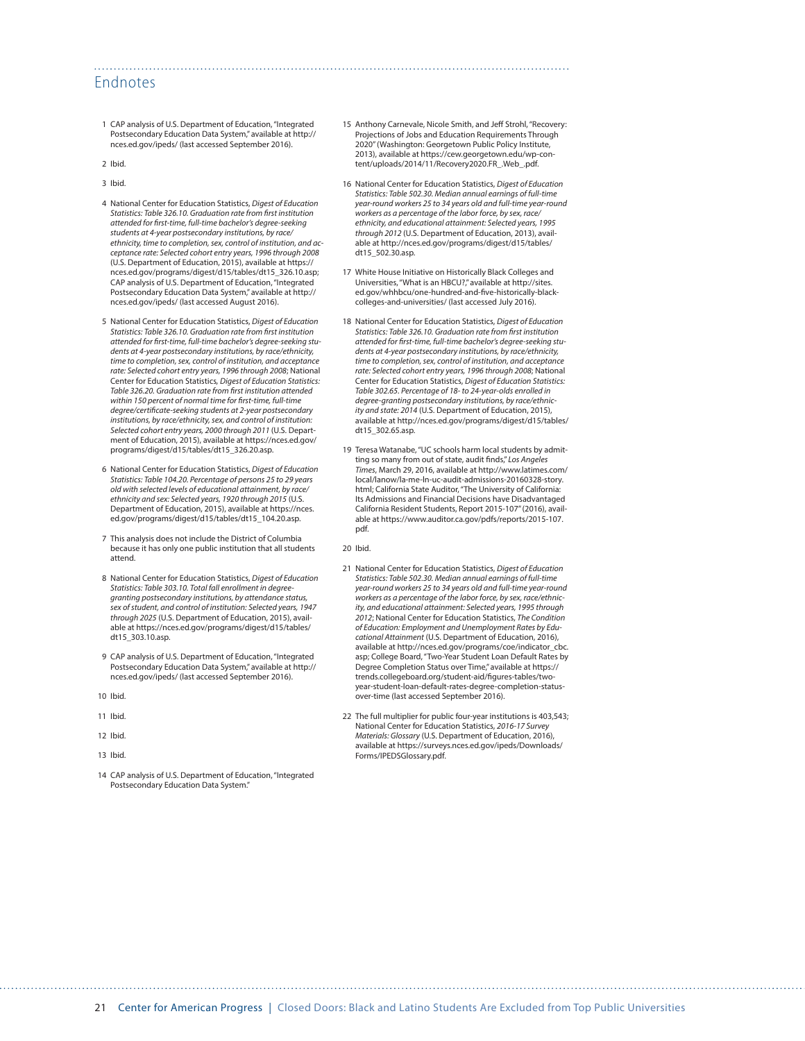## Endnotes

1 CAP analysis of U.S. Department of Education, "Integrated Postsecondary Education Data System," available at http://nces.ed.gov/ipeds/ (last accessed September 2016).

2 Ibid.

3 Ibid.

4 National Center for Education Statistics, *Digest of Education Statistics: Table 326.10. Graduation rate from first institution attended for first-time, full-time bachelor's degree-seeking students at 4-year postsecondary institutions, by race/ethnicity, time to completion, sex, control of institution, and acceptance rate: Selected cohort entry years, 1996 through 2008* (U.S. Department of Education, 2015), available at https://nces.ed.gov/programs/digest/d15/tables/dt15_326.10.asp; CAP analysis of U.S. Department of Education, "Integrated Postsecondary Education Data System," available at http://nces.ed.gov/ipeds/ (last accessed August 2016).

5 National Center for Education Statistics, *Digest of Education Statistics: Table 326.10. Graduation rate from first institution attended for first-time, full-time bachelor's degree-seeking students at 4-year postsecondary institutions, by race/ethnicity, time to completion, sex, control of institution, and acceptance rate: Selected cohort entry years, 1996 through 2008*; National Center for Education Statistics, *Digest of Education Statistics: Table 326.20. Graduation rate from first institution attended within 150 percent of normal time for first-time, full-time degree/certificate-seeking students at 2-year postsecondary institutions, by race/ethnicity, sex, and control of institution: Selected cohort entry years, 2000 through 2011* (U.S. Department of Education, 2015), available at https://nces.ed.gov/programs/digest/d15/tables/dt15_326.20.asp.

6 National Center for Education Statistics, *Digest of Education Statistics: Table 104.20. Percentage of persons 25 to 29 years old with selected levels of educational attainment, by race/ethnicity and sex: Selected years, 1920 through 2015* (U.S. Department of Education, 2015), available at https://nces.ed.gov/programs/digest/d15/tables/dt15_104.20.asp.

7 This analysis does not include the District of Columbia because it has only one public institution that all students attend.

8 National Center for Education Statistics, *Digest of Education Statistics: Table 303.10. Total fall enrollment in degree-granting postsecondary institutions, by attendance status, sex of student, and control of institution: Selected years, 1947 through 2025* (U.S. Department of Education, 2015), available at https://nces.ed.gov/programs/digest/d15/tables/dt15_303.10.asp.

9 CAP analysis of U.S. Department of Education, "Integrated Postsecondary Education Data System," available at http://nces.ed.gov/ipeds/ (last accessed September 2016).

10 Ibid.

11 Ibid.

12 Ibid.

13 Ibid.

14 CAP analysis of U.S. Department of Education, "Integrated Postsecondary Education Data System."

15 Anthony Carnevale, Nicole Smith, and Jeff Strohl, "Recovery: Projections of Jobs and Education Requirements Through 2020" (Washington: Georgetown Public Policy Institute, 2013), available at https://cew.georgetown.edu/wp-content/uploads/2014/11/Recovery2020.FR_.Web_.pdf.

16 National Center for Education Statistics, *Digest of Education Statistics: Table 502.30. Median annual earnings of full-time year-round workers 25 to 34 years old and full-time year-round workers as a percentage of the labor force, by sex, race/ethnicity, and educational attainment: Selected years, 1995 through 2012* (U.S. Department of Education, 2013), available at http://nces.ed.gov/programs/digest/d15/tables/dt15_502.30.asp.

17 White House Initiative on Historically Black Colleges and Universities, "What is an HBCU?," available at http://sites.ed.gov/whhbcu/one-hundred-and-five-historically-black-colleges-and-universities/ (last accessed July 2016).

18 National Center for Education Statistics, *Digest of Education Statistics: Table 326.10. Graduation rate from first institution attended for first-time, full-time bachelor's degree-seeking students at 4-year postsecondary institutions, by race/ethnicity, time to completion, sex, control of institution, and acceptance rate: Selected cohort entry years, 1996 through 2008*; National Center for Education Statistics, *Digest of Education Statistics: Table 302.65. Percentage of 18- to 24-year-olds enrolled in degree-granting postsecondary institutions, by race/ethnicity and state: 2014* (U.S. Department of Education, 2015), available at http://nces.ed.gov/programs/digest/d15/tables/dt15_302.65.asp.

19 Teresa Watanabe, "UC schools harm local students by admitting so many from out of state, audit finds," *Los Angeles Times*, March 29, 2016, available at http://www.latimes.com/local/lanow/la-me-ln-uc-audit-admissions-20160328-story.html; California State Auditor, "The University of California: Its Admissions and Financial Decisions have Disadvantaged California Resident Students, Report 2015-107" (2016), available at https://www.auditor.ca.gov/pdfs/reports/2015-107.pdf.

20 Ibid.

21 National Center for Education Statistics, *Digest of Education Statistics: Table 502.30. Median annual earnings of full-time year-round workers 25 to 34 years old and full-time year-round workers as a percentage of the labor force, by sex, race/ethnicity, and educational attainment: Selected years, 1995 through 2012*; National Center for Education Statistics, *The Condition of Education: Employment and Unemployment Rates by Educational Attainment* (U.S. Department of Education, 2016), available at http://nces.ed.gov/programs/coe/indicator_cbc.asp; College Board, "Two-Year Student Loan Default Rates by Degree Completion Status over Time," available at https://trends.collegeboard.org/student-aid/figures-tables/two-year-student-loan-default-rates-degree-completion-status-over-time (last accessed September 2016).

22 The full multiplier for public four-year institutions is 403,543; National Center for Education Statistics, *2016-17 Survey Materials: Glossary* (U.S. Department of Education, 2016), available at https://surveys.nces.ed.gov/ipeds/Downloads/Forms/IPEDSGlossary.pdf.